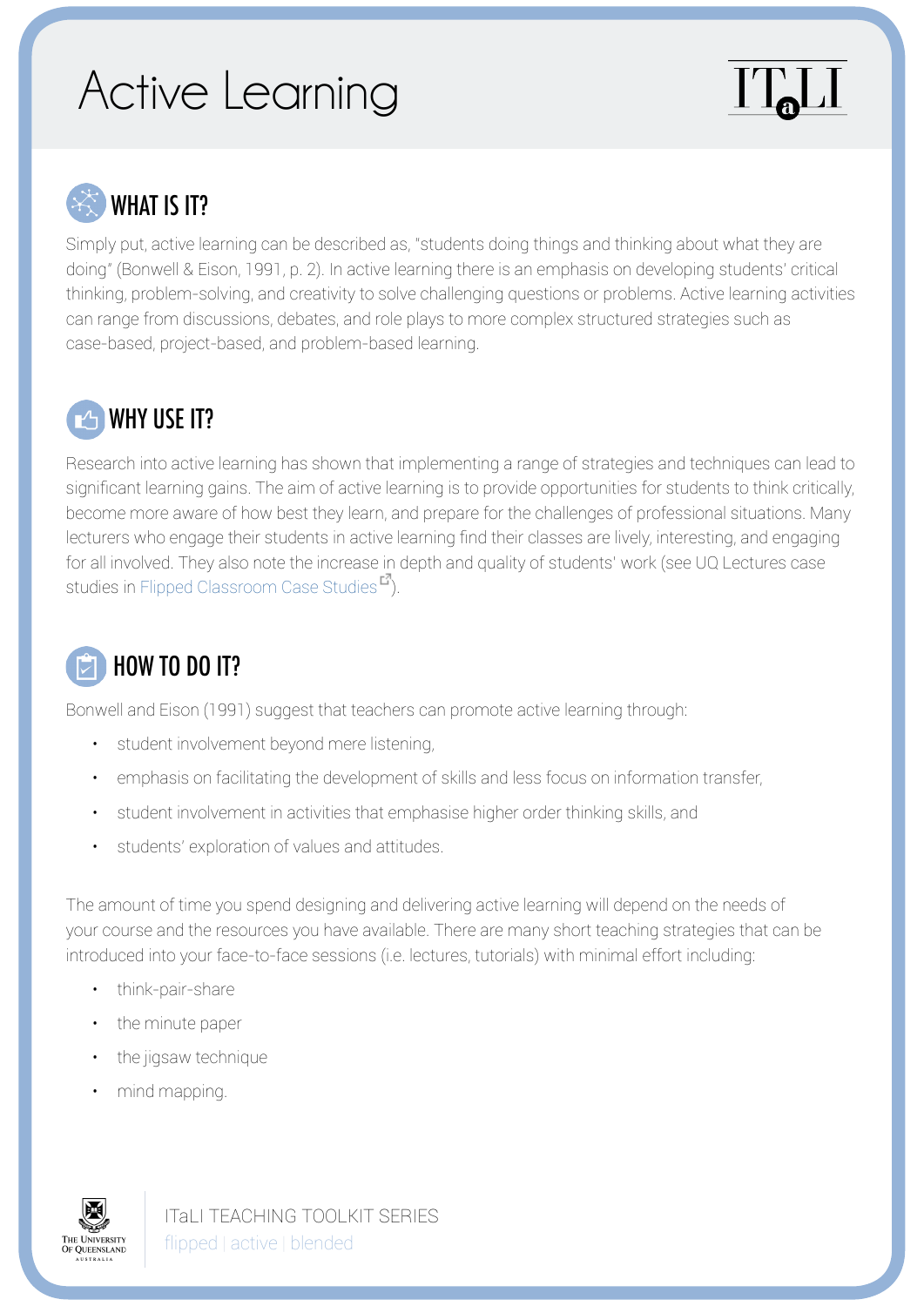# Active Learning

## WHAT IS IT?

Simply put, active learning can be described as, "students doing things and thinking about what they are doing" (Bonwell & Eison, 1991, p. 2). In active learning there is an emphasis on developing students' critical thinking, problem-solving, and creativity to solve challenging questions or problems. Active learning activities can range from discussions, debates, and role plays to more complex structured strategies such as case-based, project-based, and problem-based learning.

## WHY USE IT?

Research into active learning has shown that implementing a range of strategies and techniques can lead to significant learning gains. The aim of active learning is to provide opportunities for students to think critically, become more aware of how best they learn, and prepare for the challenges of professional situations. Many lecturers who engage their students in active learning find their classes are lively, interesting, and engaging for all involved. They also note the increase in depth and quality of students' work (see UQ Lectures case studies in Flipped Classroom Case Studies).

## HOW TO DO IT?

Bonwell and Eison (1991) suggest that teachers can promote active learning through:

- student involvement beyond mere listening,
- emphasis on facilitating the development of skills and less focus on information transfer,
- student involvement in activities that emphasise higher order thinking skills, and
- students' exploration of values and attitudes.

The amount of time you spend designing and delivering active learning will depend on the needs of your course and the resources you have available. There are many short teaching strategies that can be introduced into your face-to-face sessions (i.e. lectures, tutorials) with minimal effort including:

- think-pair-share
- the minute paper
- the jigsaw technique
- mind mapping.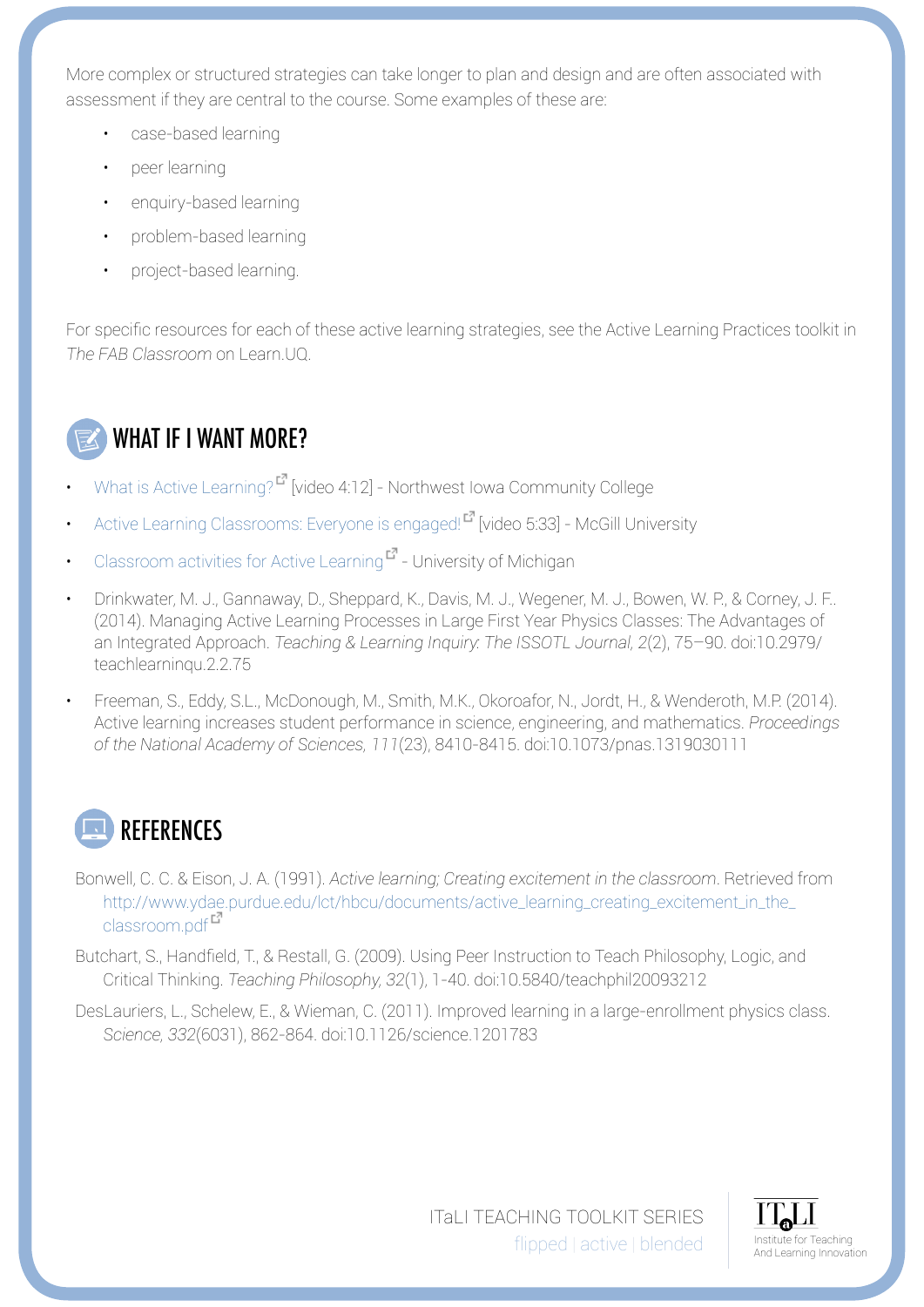More complex or structured strategies can take longer to plan and design and are often associated with assessment if they are central to the course. Some examples of these are:

- case-based learning
- peer learning
- enquiry-based learning
- problem-based learning
- project-based learning.

For specific resources for each of these active learning strategies, see the Active Learning Practices toolkit in *The FAB Classroom* on Learn.UQ.

## WHAT IF I WANT MORE?

- What is Active Learning? [video 4:12] - Northwest Iowa Community College
- Active Learning Classrooms: Everyone is engaged! [video 5:33] - McGill University
- Classroom activities for Active Learning - University of Michigan
- Drinkwater, M. J., Gannaway, D., Sheppard, K., Davis, M. J., Wegener, M. J., Bowen, W. P., & Corney, J. F.. (2014). Managing Active Learning Processes in Large First Year Physics Classes: The Advantages of an Integrated Approach. *Teaching & Learning Inquiry: The ISSOTL Journal, 2*(2), 75–90. doi:10.2979/teachlearninqu.2.2.75
- Freeman, S., Eddy, S.L., McDonough, M., Smith, M.K., Okoroafor, N., Jordt, H., & Wenderoth, M.P. (2014). Active learning increases student performance in science, engineering, and mathematics. *Proceedings of the National Academy of Sciences, 111*(23), 8410-8415. doi:10.1073/pnas.1319030111

## REFERENCES

Bonwell, C. C. & Eison, J. A. (1991). *Active learning; Creating excitement in the classroom*. Retrieved from http://www.ydae.purdue.edu/lct/hbcu/documents/active_learning_creating_excitement_in_the_classroom.pdf

Butchart, S., Handfield, T., & Restall, G. (2009). Using Peer Instruction to Teach Philosophy, Logic, and Critical Thinking. *Teaching Philosophy, 32*(1), 1-40. doi:10.5840/teachphil20093212

DesLauriers, L., Schelew, E., & Wieman, C. (2011). Improved learning in a large-enrollment physics class. *Science, 332*(6031), 862-864. doi:10.1126/science.1201783